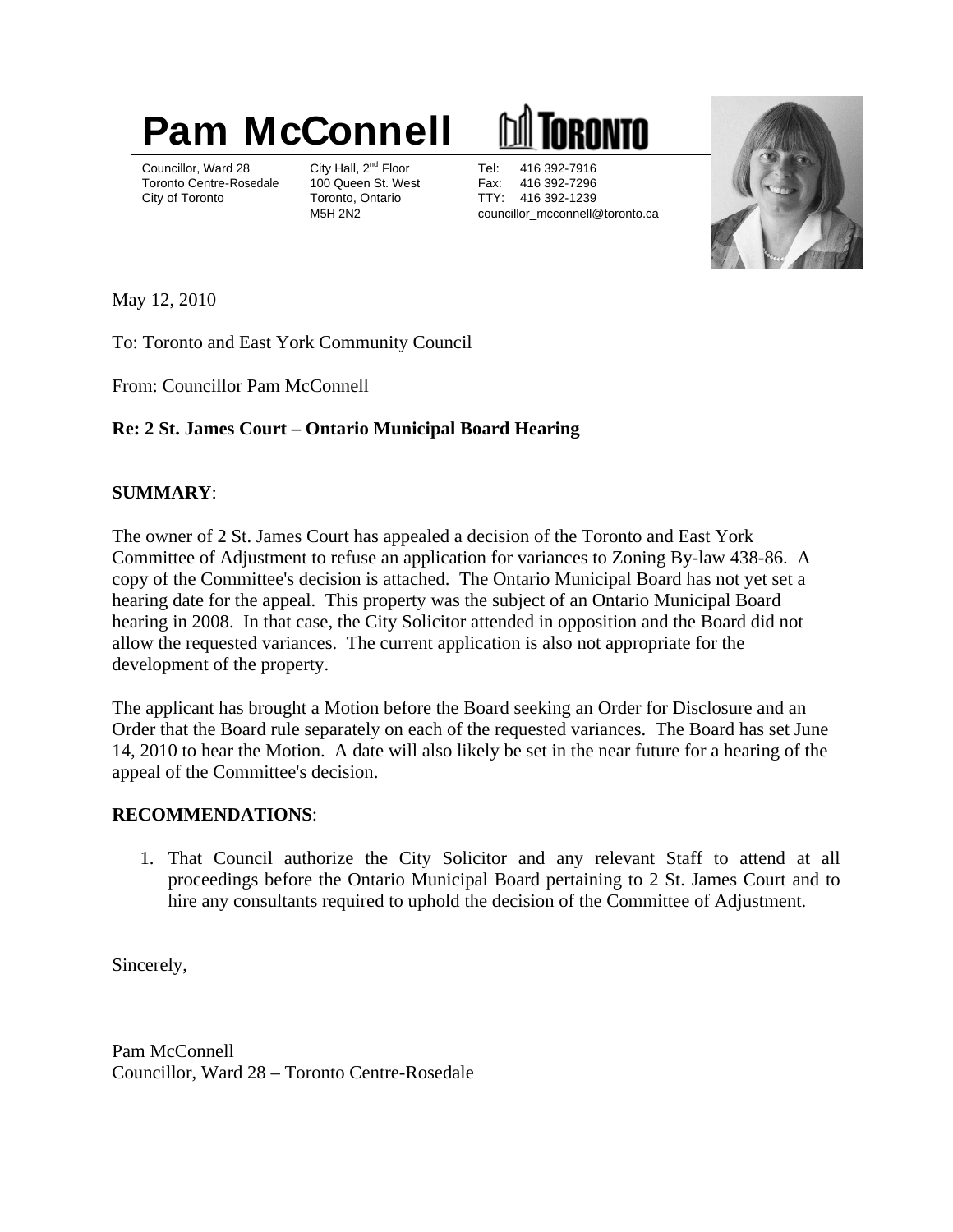# Pam McConnell

TORONTO

Councillor, Ward 28
Toronto Centre-Rosedale
City of Toronto

City Hall, 2nd Floor
100 Queen St. West
Toronto, Ontario
M5H 2N2

Tel: 416 392-7916
Fax: 416 392-7296
TTY: 416 392-1239
councillor_mcconnell@toronto.ca

May 12, 2010

To: Toronto and East York Community Council

From: Councillor Pam McConnell

**Re: 2 St. James Court – Ontario Municipal Board Hearing**

**SUMMARY**:

The owner of 2 St. James Court has appealed a decision of the Toronto and East York Committee of Adjustment to refuse an application for variances to Zoning By-law 438-86. A copy of the Committee's decision is attached. The Ontario Municipal Board has not yet set a hearing date for the appeal. This property was the subject of an Ontario Municipal Board hearing in 2008. In that case, the City Solicitor attended in opposition and the Board did not allow the requested variances. The current application is also not appropriate for the development of the property.

The applicant has brought a Motion before the Board seeking an Order for Disclosure and an Order that the Board rule separately on each of the requested variances. The Board has set June 14, 2010 to hear the Motion. A date will also likely be set in the near future for a hearing of the appeal of the Committee's decision.

**RECOMMENDATIONS**:

1. That Council authorize the City Solicitor and any relevant Staff to attend at all proceedings before the Ontario Municipal Board pertaining to 2 St. James Court and to hire any consultants required to uphold the decision of the Committee of Adjustment.

Sincerely,

Pam McConnell
Councillor, Ward 28 – Toronto Centre-Rosedale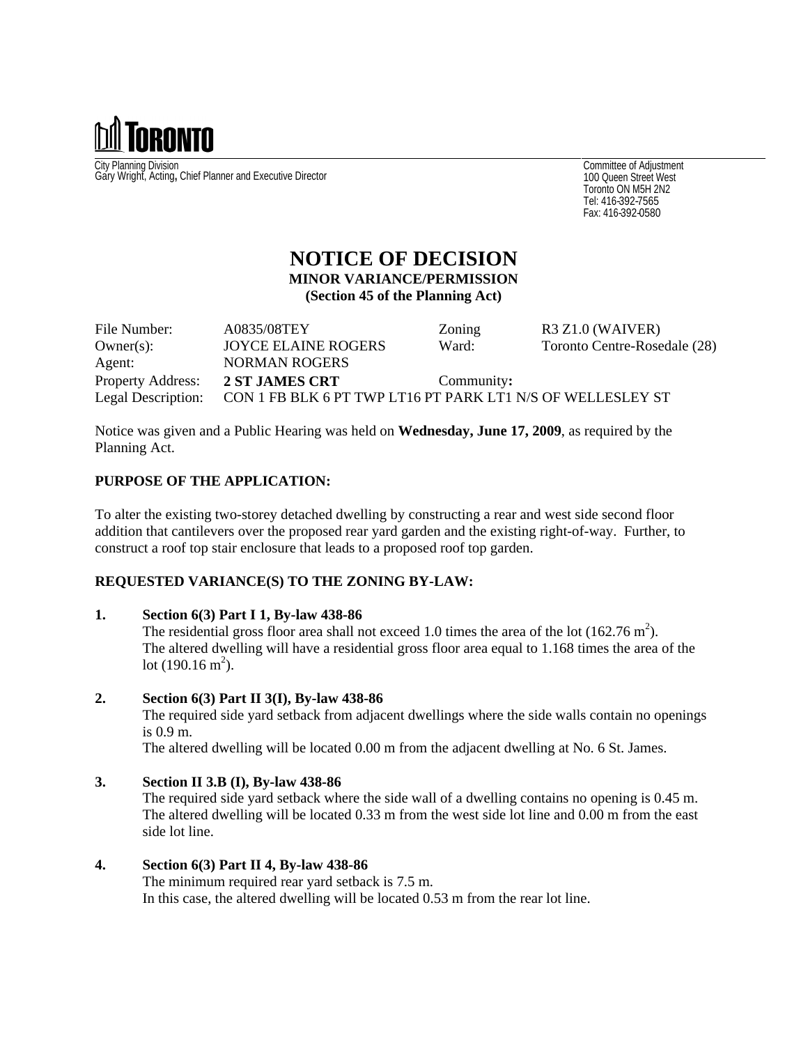# TORONTO

City Planning Division
Gary Wright, Acting, Chief Planner and Executive Director

Committee of Adjustment
100 Queen Street West
Toronto ON M5H 2N2
Tel: 416-392-7565
Fax: 416-392-0580

# NOTICE OF DECISION

**MINOR VARIANCE/PERMISSION**
**(Section 45 of the Planning Act)**

| | | | |
|---|---|---|---|
| File Number: | A0835/08TEY | Zoning | R3 Z1.0 (WAIVER) |
| Owner(s): | JOYCE ELAINE ROGERS | Ward: | Toronto Centre-Rosedale (28) |
| Agent: | NORMAN ROGERS | | |
| Property Address: | **2 ST JAMES CRT** | Community**:** | |
| Legal Description: | CON 1 FB BLK 6 PT TWP LT16 PT PARK LT1 N/S OF WELLESLEY ST | | |

Notice was given and a Public Hearing was held on **Wednesday, June 17, 2009**, as required by the Planning Act.

## PURPOSE OF THE APPLICATION:

To alter the existing two-storey detached dwelling by constructing a rear and west side second floor addition that cantilevers over the proposed rear yard garden and the existing right-of-way. Further, to construct a roof top stair enclosure that leads to a proposed roof top garden.

## REQUESTED VARIANCE(S) TO THE ZONING BY-LAW:

**1. Section 6(3) Part I 1, By-law 438-86**
The residential gross floor area shall not exceed 1.0 times the area of the lot (162.76 $m^2$). The altered dwelling will have a residential gross floor area equal to 1.168 times the area of the lot (190.16 $m^2$).

**2. Section 6(3) Part II 3(I), By-law 438-86**
The required side yard setback from adjacent dwellings where the side walls contain no openings is 0.9 m.
The altered dwelling will be located 0.00 m from the adjacent dwelling at No. 6 St. James.

**3. Section II 3.B (I), By-law 438-86**
The required side yard setback where the side wall of a dwelling contains no opening is 0.45 m. The altered dwelling will be located 0.33 m from the west side lot line and 0.00 m from the east side lot line.

**4. Section 6(3) Part II 4, By-law 438-86**
The minimum required rear yard setback is 7.5 m.
In this case, the altered dwelling will be located 0.53 m from the rear lot line.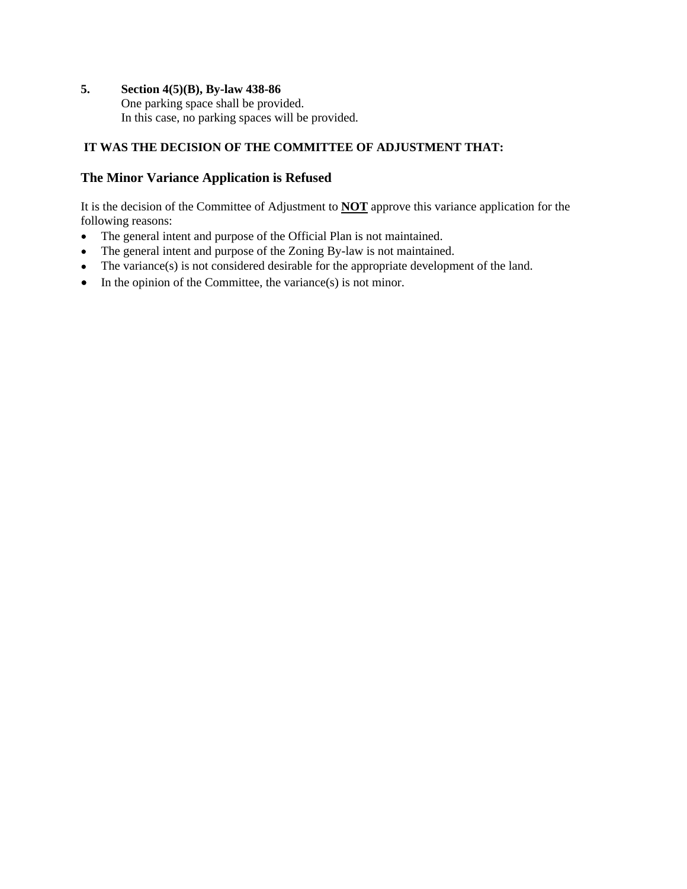5. **Section 4(5)(B), By-law 438-86**
   One parking space shall be provided.
   In this case, no parking spaces will be provided.

**IT WAS THE DECISION OF THE COMMITTEE OF ADJUSTMENT THAT:**

## The Minor Variance Application is Refused

It is the decision of the Committee of Adjustment to **NOT** approve this variance application for the following reasons:

- The general intent and purpose of the Official Plan is not maintained.
- The general intent and purpose of the Zoning By-law is not maintained.
- The variance(s) is not considered desirable for the appropriate development of the land.
- In the opinion of the Committee, the variance(s) is not minor.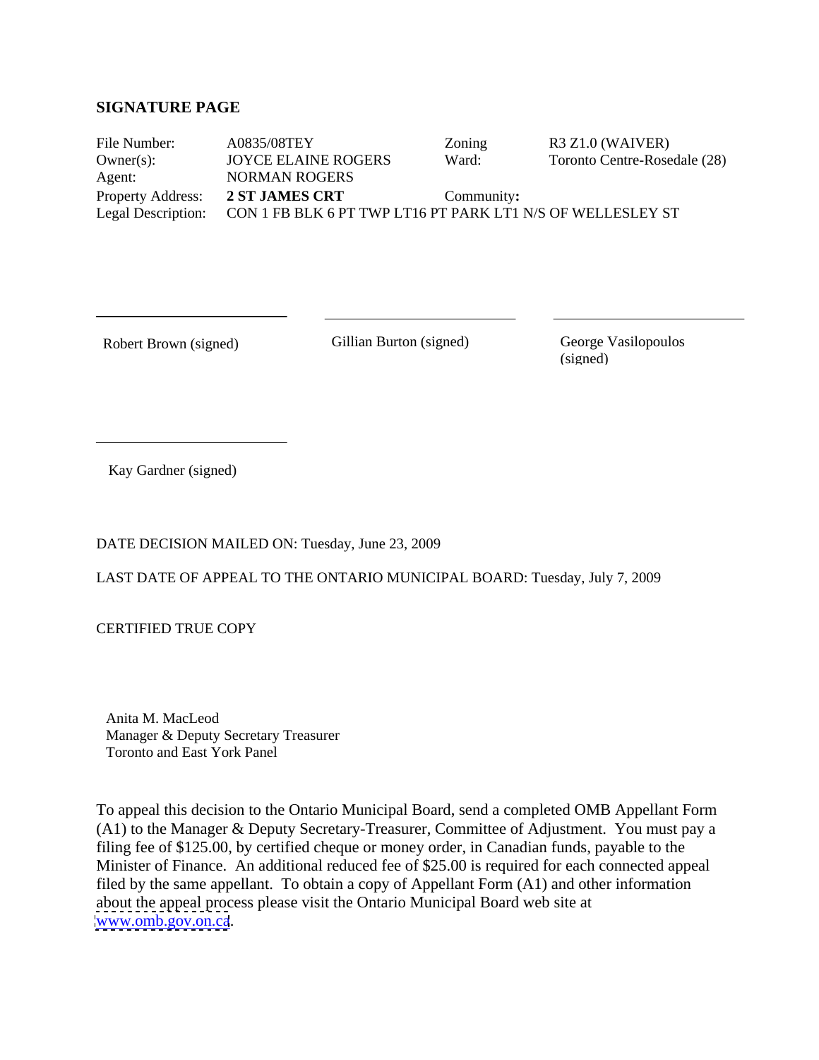**SIGNATURE PAGE**

| | | | |
|---|---|---|---|
| File Number: | A0835/08TEY | Zoning | R3 Z1.0 (WAIVER) |
| Owner(s): | JOYCE ELAINE ROGERS | Ward: | Toronto Centre-Rosedale (28) |
| Agent: | NORMAN ROGERS | | |
| Property Address: | **2 ST JAMES CRT** | Community**:** | |
| Legal Description: | CON 1 FB BLK 6 PT TWP LT16 PT PARK LT1 N/S OF WELLESLEY ST | | |

Robert Brown (signed)

Gillian Burton (signed)

George Vasilopoulos (signed)

Kay Gardner (signed)

DATE DECISION MAILED ON: Tuesday, June 23, 2009

LAST DATE OF APPEAL TO THE ONTARIO MUNICIPAL BOARD: Tuesday, July 7, 2009

CERTIFIED TRUE COPY

Anita M. MacLeod
Manager & Deputy Secretary Treasurer
Toronto and East York Panel

To appeal this decision to the Ontario Municipal Board, send a completed OMB Appellant Form (A1) to the Manager & Deputy Secretary-Treasurer, Committee of Adjustment. You must pay a filing fee of $125.00, by certified cheque or money order, in Canadian funds, payable to the Minister of Finance. An additional reduced fee of $25.00 is required for each connected appeal filed by the same appellant. To obtain a copy of Appellant Form (A1) and other information about the appeal process please visit the Ontario Municipal Board web site at www.omb.gov.on.ca.